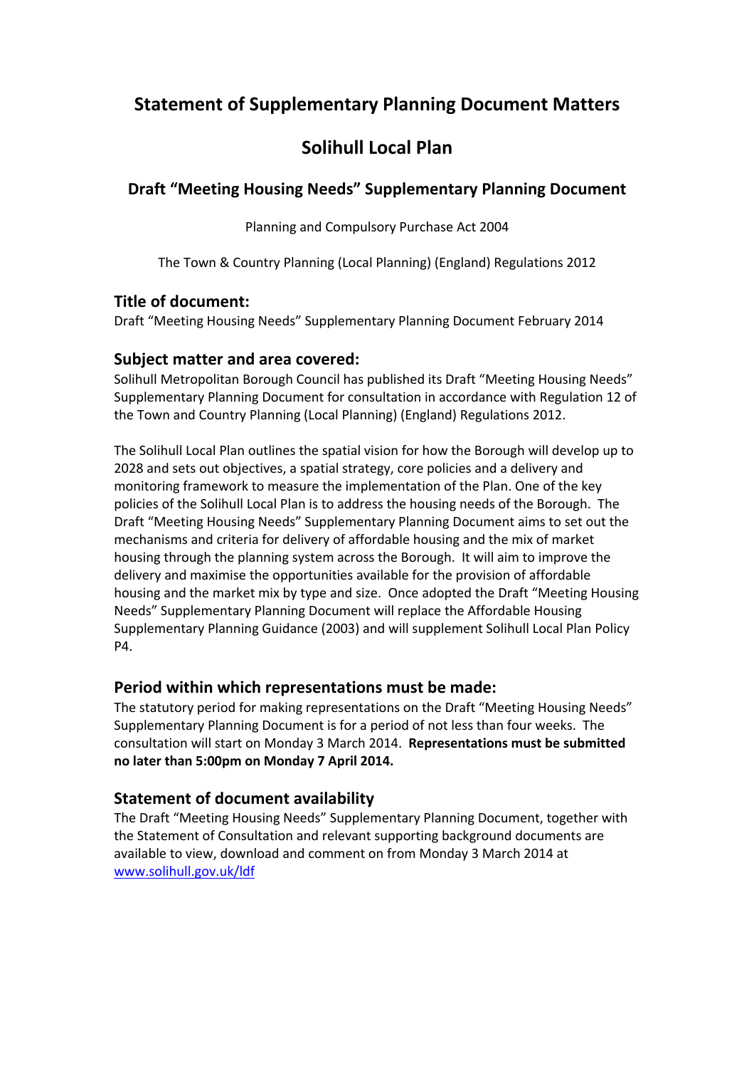# Statement of Supplementary Planning Document Matters

# Solihull Local Plan

## Draft "Meeting Housing Needs" Supplementary Planning Document

Planning and Compulsory Purchase Act 2004

The Town & Country Planning (Local Planning) (England) Regulations 2012

### Title of document:

Draft "Meeting Housing Needs" Supplementary Planning Document February 2014

### Subject matter and area covered:

Solihull Metropolitan Borough Council has published its Draft "Meeting Housing Needs" Supplementary Planning Document for consultation in accordance with Regulation 12 of the Town and Country Planning (Local Planning) (England) Regulations 2012.

The Solihull Local Plan outlines the spatial vision for how the Borough will develop up to 2028 and sets out objectives, a spatial strategy, core policies and a delivery and monitoring framework to measure the implementation of the Plan. One of the key policies of the Solihull Local Plan is to address the housing needs of the Borough. The Draft "Meeting Housing Needs" Supplementary Planning Document aims to set out the mechanisms and criteria for delivery of affordable housing and the mix of market housing through the planning system across the Borough. It will aim to improve the delivery and maximise the opportunities available for the provision of affordable housing and the market mix by type and size. Once adopted the Draft "Meeting Housing Needs" Supplementary Planning Document will replace the Affordable Housing Supplementary Planning Guidance (2003) and will supplement Solihull Local Plan Policy P4.

### Period within which representations must be made:

The statutory period for making representations on the Draft "Meeting Housing Needs" Supplementary Planning Document is for a period of not less than four weeks. The consultation will start on Monday 3 March 2014. **Representations must be submitted no later than 5:00pm on Monday 7 April 2014.**

### Statement of document availability

The Draft "Meeting Housing Needs" Supplementary Planning Document, together with the Statement of Consultation and relevant supporting background documents are available to view, download and comment on from Monday 3 March 2014 at [www.solihull.gov.uk/ldf](www.solihull.gov.uk/ldf)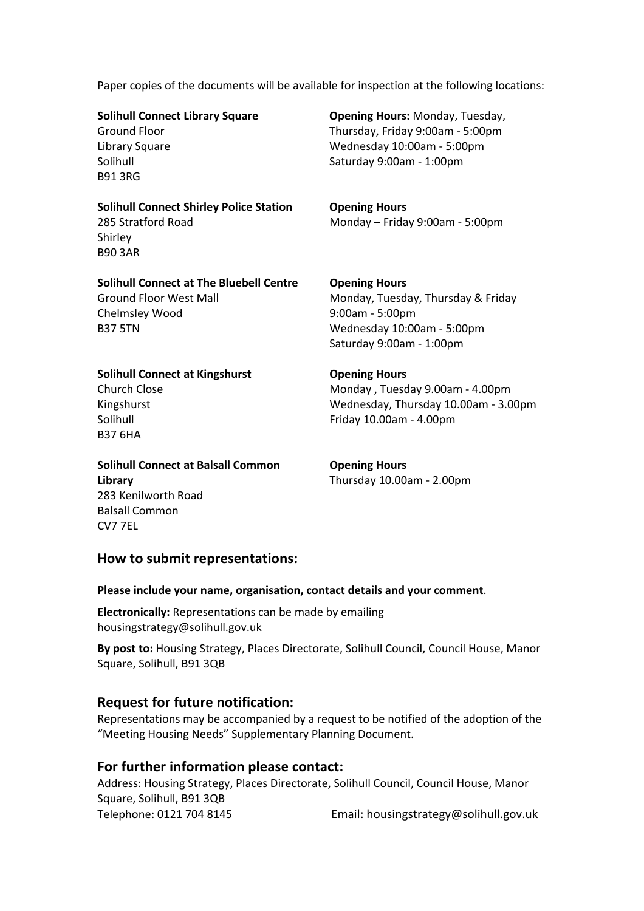Paper copies of the documents will be available for inspection at the following locations:

**Solihull Connect Library Square**
Ground Floor
Library Square
Solihull
B91 3RG

**Opening Hours:** Monday, Tuesday, Thursday, Friday 9:00am - 5:00pm
Wednesday 10:00am - 5:00pm
Saturday 9:00am - 1:00pm

**Solihull Connect Shirley Police Station**
285 Stratford Road
Shirley
B90 3AR

**Opening Hours**
Monday – Friday 9:00am - 5:00pm

**Solihull Connect at The Bluebell Centre**
Ground Floor West Mall
Chelmsley Wood
B37 5TN

**Opening Hours**
Monday, Tuesday, Thursday & Friday 9:00am - 5:00pm
Wednesday 10:00am - 5:00pm
Saturday 9:00am - 1:00pm

**Solihull Connect at Kingshurst**
Church Close
Kingshurst
Solihull
B37 6HA

**Opening Hours**
Monday , Tuesday 9.00am - 4.00pm
Wednesday, Thursday 10.00am - 3.00pm
Friday 10.00am - 4.00pm

**Solihull Connect at Balsall Common Library**
283 Kenilworth Road
Balsall Common
CV7 7EL

**Opening Hours**
Thursday 10.00am - 2.00pm

## How to submit representations:

**Please include your name, organisation, contact details and your comment**.

**Electronically:** Representations can be made by emailing housingstrategy@solihull.gov.uk

**By post to:** Housing Strategy, Places Directorate, Solihull Council, Council House, Manor Square, Solihull, B91 3QB

## Request for future notification:

Representations may be accompanied by a request to be notified of the adoption of the "Meeting Housing Needs" Supplementary Planning Document.

## For further information please contact:

Address: Housing Strategy, Places Directorate, Solihull Council, Council House, Manor Square, Solihull, B91 3QB
Telephone: 0121 704 8145
Email: housingstrategy@solihull.gov.uk